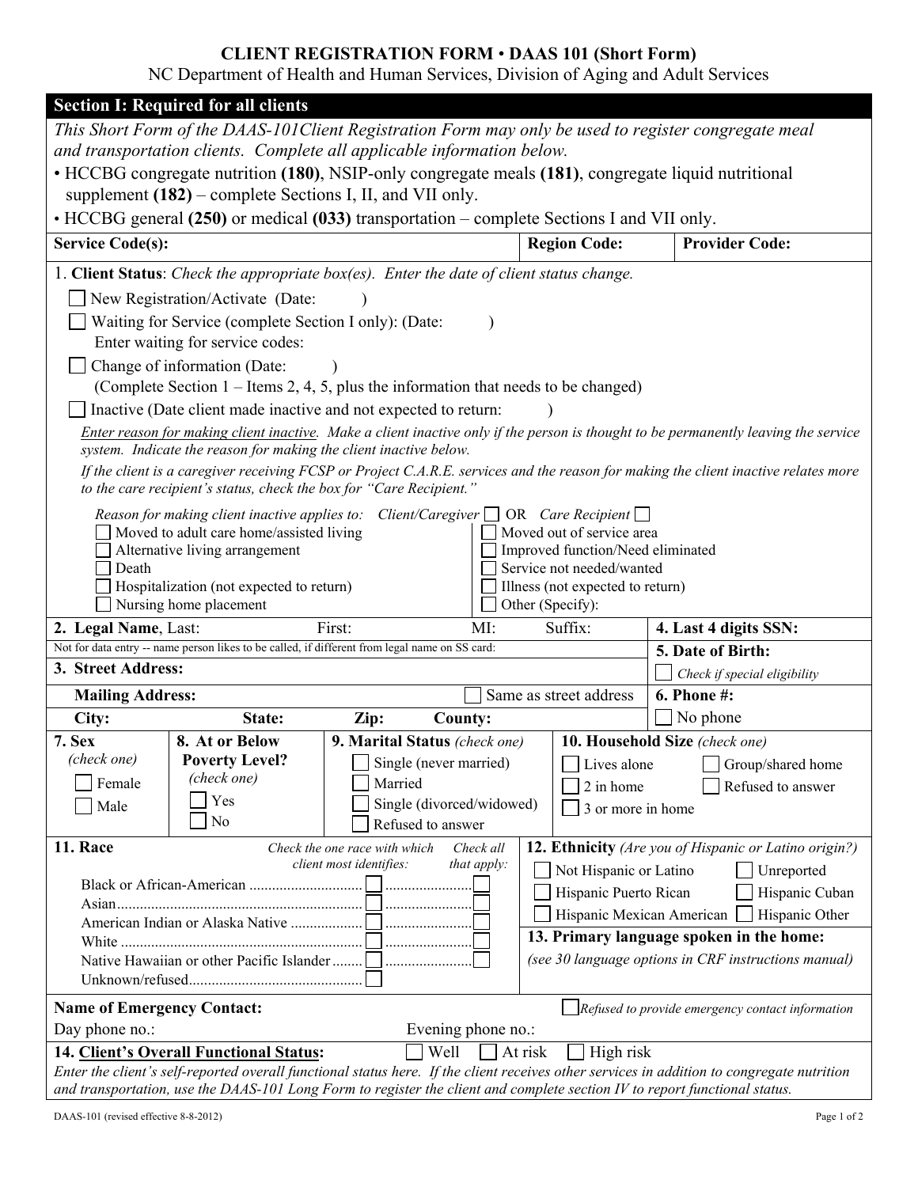# CLIENT REGISTRATION FORM • DAAS 101 (Short Form)

NC Department of Health and Human Services, Division of Aging and Adult Services

## Section I: Required for all clients

*This Short Form of the DAAS-101Client Registration Form may only be used to register congregate meal and transportation clients. Complete all applicable information below.*

- HCCBG congregate nutrition **(180)**, NSIP-only congregate meals **(181)**, congregate liquid nutritional supplement **(182)** – complete Sections I, II, and VII only.
- HCCBG general **(250)** or medical **(033)** transportation – complete Sections I and VII only.

| **Service Code(s):** | **Region Code:** | **Provider Code:** |
|---|---|---|

1. **Client Status**: *Check the appropriate box(es). Enter the date of client status change.*

☐ New Registration/Activate (Date: )

☐ Waiting for Service (complete Section I only): (Date: )
Enter waiting for service codes:

☐ Change of information (Date: )
(Complete Section 1 – Items 2, 4, 5, plus the information that needs to be changed)

☐ Inactive (Date client made inactive and not expected to return: )

*Enter reason for making client inactive. Make a client inactive only if the person is thought to be permanently leaving the service system. Indicate the reason for making the client inactive below.*

*If the client is a caregiver receiving FCSP or Project C.A.R.E. services and the reason for making the client inactive relates more to the care recipient's status, check the box for "Care Recipient."*

*Reason for making client inactive applies to:* *Client/Caregiver* ☐ OR *Care Recipient* ☐

☐ Moved to adult care home/assisted living
☐ Alternative living arrangement
☐ Death
☐ Hospitalization (not expected to return)
☐ Nursing home placement
☐ Moved out of service area
☐ Improved function/Need eliminated
☐ Service not needed/wanted
☐ Illness (not expected to return)
☐ Other (Specify):

**2. Legal Name**, Last: First: MI: Suffix:

Not for data entry -- name person likes to be called, if different from legal name on SS card:

**4. Last 4 digits SSN:**

**5. Date of Birth:**
☐ *Check if special eligibility*

**3. Street Address:**

**Mailing Address:** ☐ Same as street address

**City:** **State:** **Zip:** **County:**

**6. Phone #:**
☐ No phone

**7. Sex** *(check one)*
☐ Female
☐ Male

**8. At or Below Poverty Level?** *(check one)*
☐ Yes
☐ No

**9. Marital Status** *(check one)*
☐ Single (never married)
☐ Married
☐ Single (divorced/widowed)
☐ Refused to answer

**10. Household Size** *(check one)*
☐ Lives alone
☐ 2 in home
☐ 3 or more in home
☐ Group/shared home
☐ Refused to answer

**11. Race**

| | *Check the one race with which client most identifies:* | *Check all that apply:* |
|---|---|---|
| Black or African-American | ☐ | ☐ |
| Asian | ☐ | ☐ |
| American Indian or Alaska Native | ☐ | ☐ |
| White | ☐ | ☐ |
| Native Hawaiian or other Pacific Islander | ☐ | ☐ |
| Unknown/refused | ☐ | |

**12. Ethnicity** *(Are you of Hispanic or Latino origin?)*
☐ Not Hispanic or Latino
☐ Unreported
☐ Hispanic Puerto Rican
☐ Hispanic Cuban
☐ Hispanic Mexican American
☐ Hispanic Other

**13. Primary language spoken in the home:**
*(see 30 language options in CRF instructions manual)*

**Name of Emergency Contact:** ☐ *Refused to provide emergency contact information*

Day phone no.: Evening phone no.:

**14. Client's Overall Functional Status:** ☐ Well ☐ At risk ☐ High risk

*Enter the client's self-reported overall functional status here. If the client receives other services in addition to congregate nutrition and transportation, use the DAAS-101 Long Form to register the client and complete section IV to report functional status.*

DAAS-101 (revised effective 8-8-2012)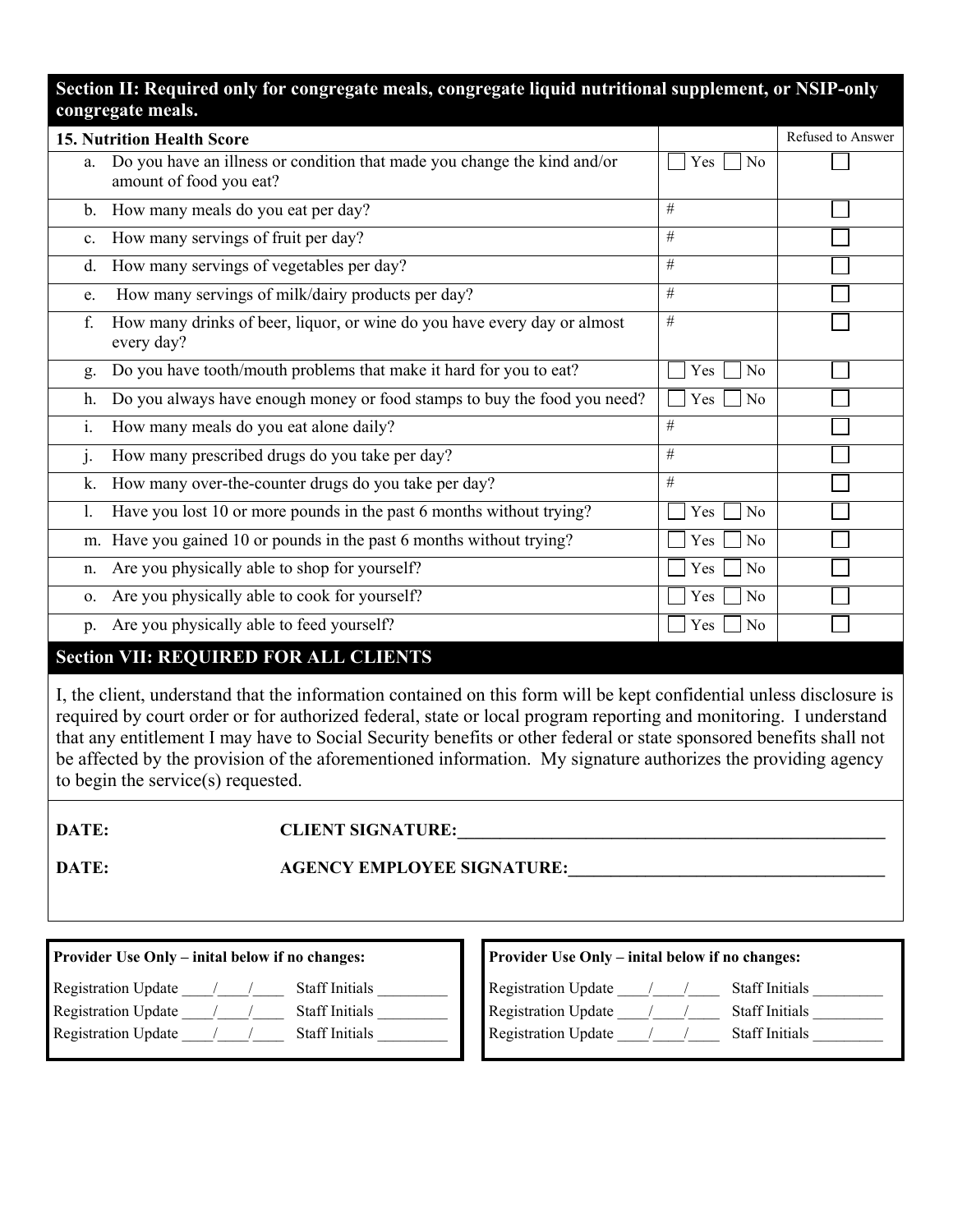## Section II: Required only for congregate meals, congregate liquid nutritional supplement, or NSIP-only congregate meals.

| 15. Nutrition Health Score | | Refused to Answer |
|---|---|---|
| a. Do you have an illness or condition that made you change the kind and/or amount of food you eat? | ☐ Yes ☐ No | ☐ |
| b. How many meals do you eat per day? | # | ☐ |
| c. How many servings of fruit per day? | # | ☐ |
| d. How many servings of vegetables per day? | # | ☐ |
| e. How many servings of milk/dairy products per day? | # | ☐ |
| f. How many drinks of beer, liquor, or wine do you have every day or almost every day? | # | ☐ |
| g. Do you have tooth/mouth problems that make it hard for you to eat? | ☐ Yes ☐ No | ☐ |
| h. Do you always have enough money or food stamps to buy the food you need? | ☐ Yes ☐ No | ☐ |
| i. How many meals do you eat alone daily? | # | ☐ |
| j. How many prescribed drugs do you take per day? | # | ☐ |
| k. How many over-the-counter drugs do you take per day? | # | ☐ |
| l. Have you lost 10 or more pounds in the past 6 months without trying? | ☐ Yes ☐ No | ☐ |
| m. Have you gained 10 or pounds in the past 6 months without trying? | ☐ Yes ☐ No | ☐ |
| n. Are you physically able to shop for yourself? | ☐ Yes ☐ No | ☐ |
| o. Are you physically able to cook for yourself? | ☐ Yes ☐ No | ☐ |
| p. Are you physically able to feed yourself? | ☐ Yes ☐ No | ☐ |

## Section VII: REQUIRED FOR ALL CLIENTS

I, the client, understand that the information contained on this form will be kept confidential unless disclosure is required by court order or for authorized federal, state or local program reporting and monitoring. I understand that any entitlement I may have to Social Security benefits or other federal or state sponsored benefits shall not be affected by the provision of the aforementioned information. My signature authorizes the providing agency to begin the service(s) requested.

**DATE:** **CLIENT SIGNATURE:**\_\_\_\_\_\_\_\_\_\_\_\_\_\_\_\_\_\_\_\_\_\_\_\_\_\_\_\_\_\_\_\_\_\_\_\_\_\_\_\_\_\_\_\_

**DATE:** **AGENCY EMPLOYEE SIGNATURE:**\_\_\_\_\_\_\_\_\_\_\_\_\_\_\_\_\_\_\_\_\_\_\_\_\_\_\_\_\_\_\_\_\_\_

**Provider Use Only – inital below if no changes:**

Registration Update \_\_\_\_/\_\_\_\_/\_\_\_\_ Staff Initials \_\_\_\_\_\_\_\_\_
Registration Update \_\_\_\_/\_\_\_\_/\_\_\_\_ Staff Initials \_\_\_\_\_\_\_\_\_
Registration Update \_\_\_\_/\_\_\_\_/\_\_\_\_ Staff Initials \_\_\_\_\_\_\_\_\_

**Provider Use Only – inital below if no changes:**

Registration Update \_\_\_\_/\_\_\_\_/\_\_\_\_ Staff Initials \_\_\_\_\_\_\_\_\_
Registration Update \_\_\_\_/\_\_\_\_/\_\_\_\_ Staff Initials \_\_\_\_\_\_\_\_\_
Registration Update \_\_\_\_/\_\_\_\_/\_\_\_\_ Staff Initials \_\_\_\_\_\_\_\_\_